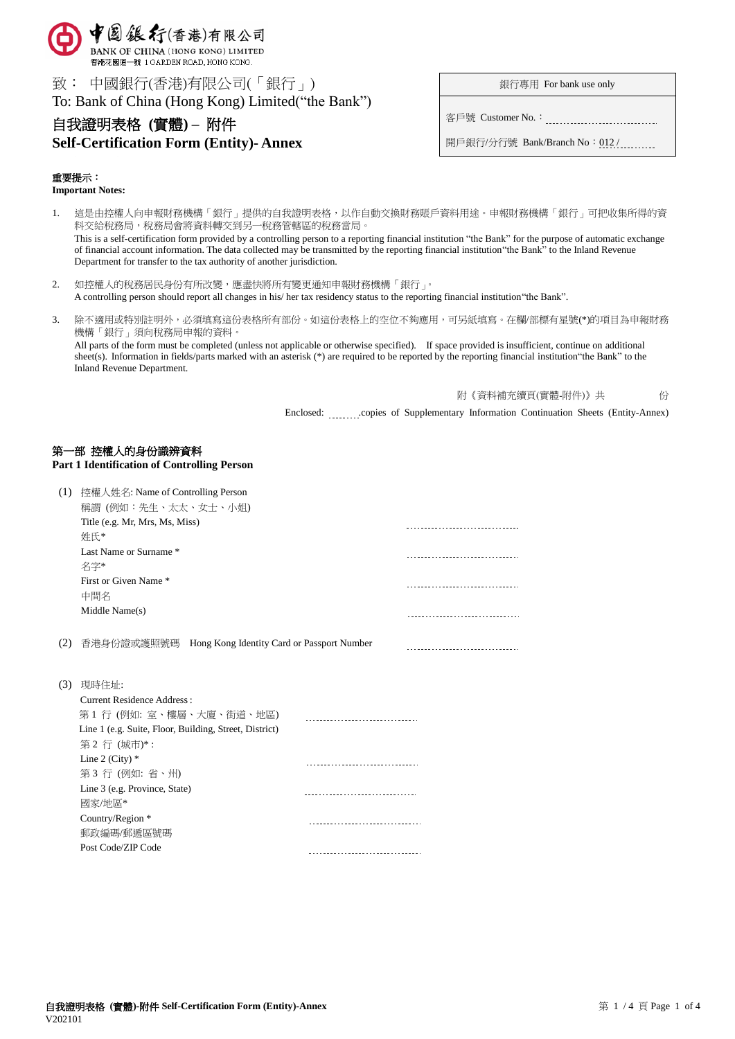中國銀行(香港)有限公司
BANK OF CHINA (HONG KONG) LIMITED
香港花園道一號 1 GARDEN ROAD, HONG KONG.

致： 中國銀行(香港)有限公司(「銀行」)
To: Bank of China (Hong Kong) Limited(“the Bank”)

# 自我證明表格 (實體) – 附件
# Self-Certification Form (Entity)- Annex

| 銀行專用 For bank use only |
|---|
| 客戶號 Customer No.：.................................. |
| 開戶銀行/分行號 Bank/Branch No：012 /.......... |

**重要提示：**
**Important Notes:**

1. 這是由控權人向申報財務機構「銀行」提供的自我證明表格，以作自動交換財務賬戶資料用途。申報財務機構「銀行」可把收集所得的資料交給稅務局，稅務局會將資料轉交到另一稅務管轄區的稅務當局。
   This is a self-certification form provided by a controlling person to a reporting financial institution “the Bank” for the purpose of automatic exchange of financial account information. The data collected may be transmitted by the reporting financial institution“the Bank” to the Inland Revenue Department for transfer to the tax authority of another jurisdiction.

2. 如控權人的稅務居民身份有所改變，應盡快將所有變更通知申報財務機構「銀行」。
   A controlling person should report all changes in his/ her tax residency status to the reporting financial institution“the Bank”.

3. 除不適用或特別註明外，必須填寫這份表格所有部份。如這份表格上的空位不夠應用，可另紙填寫。在欄/部標有星號(*)的項目為申報財務機構「銀行」須向稅務局申報的資料。
   All parts of the form must be completed (unless not applicable or otherwise specified). If space provided is insufficient, continue on additional sheet(s). Information in fields/parts marked with an asterisk (*) are required to be reported by the reporting financial institution“the Bank” to the Inland Revenue Department.

附《資料補充續頁(實體-附件)》共 ........ 份
Enclosed: ........copies of Supplementary Information Continuation Sheets (Entity-Annex)

## 第一部 控權人的身份識辨資料
## Part 1 Identification of Controlling Person

(1) 控權人姓名: Name of Controlling Person

稱謂 (例如：先生、太太、女士、小姐)
Title (e.g. Mr, Mrs, Ms, Miss) ..................................

姓氏*
Last Name or Surname * ..................................

名字*
First or Given Name * ..................................

中間名
Middle Name(s) ..................................

(2) 香港身份證或護照號碼 Hong Kong Identity Card or Passport Number ..................................

(3) 現時住址:
Current Residence Address :

第 1 行 (例如: 室、樓層、大廈、街道、地區)
Line 1 (e.g. Suite, Floor, Building, Street, District) ..................................

第 2 行 (城市)* :
Line 2 (City) * ..................................

第 3 行 (例如: 省、州)
Line 3 (e.g. Province, State) ..................................

國家/地區*
Country/Region * ..................................

郵政編碼/郵遞區號碼
Post Code/ZIP Code ..................................

自我證明表格 (實體)-附件 Self-Certification Form (Entity)-Annex
V202101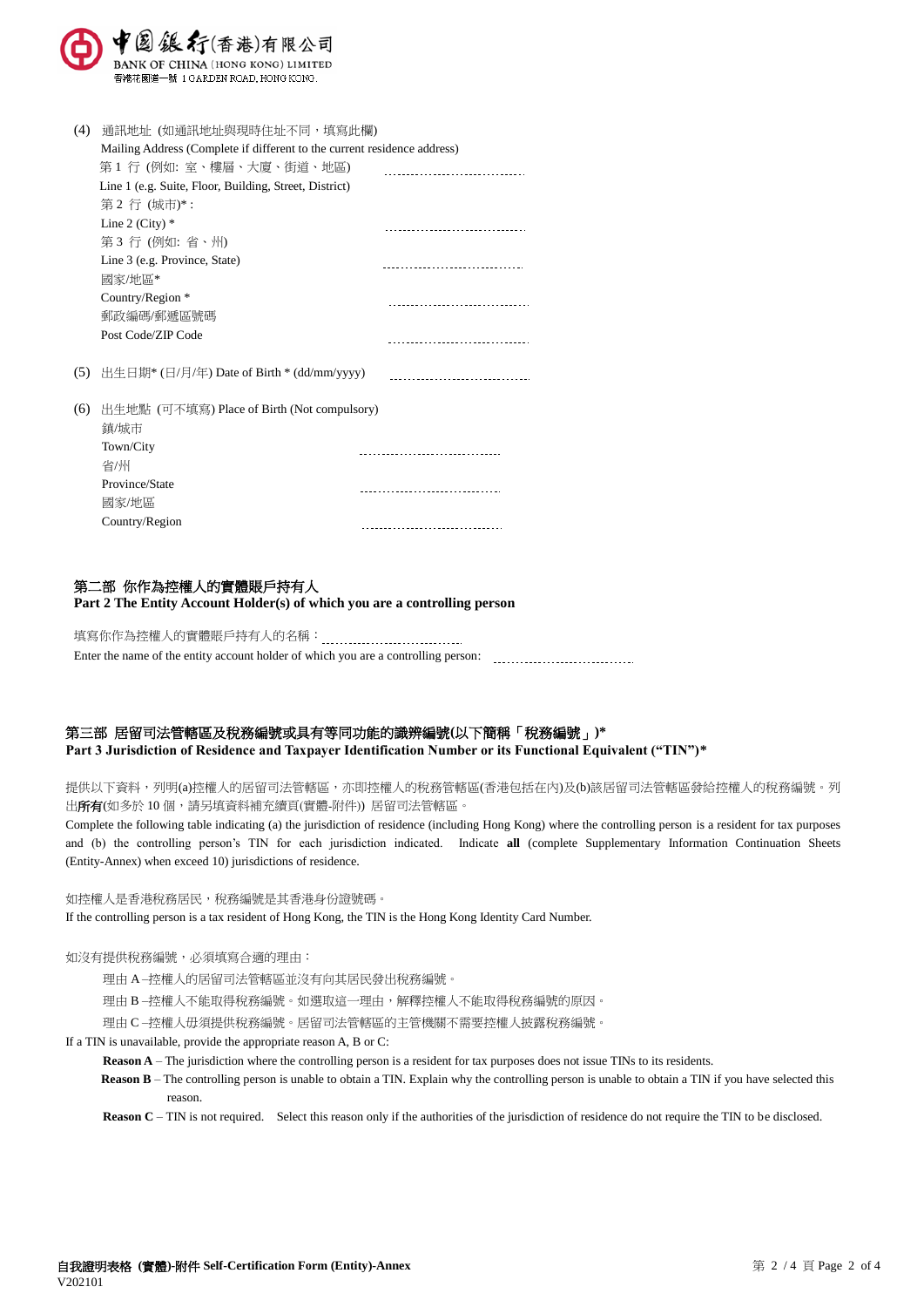(4) 通訊地址 (如通訊地址與現時住址不同，填寫此欄)
Mailing Address (Complete if different to the current residence address)

第 1 行 (例如: 室、樓層、大廈、街道、地區)
Line 1 (e.g. Suite, Floor, Building, Street, District) ..............................

第 2 行 (城市)* :
Line 2 (City) * ..............................

第 3 行 (例如: 省、州)
Line 3 (e.g. Province, State) ..............................

國家/地區*
Country/Region * ..............................

郵政編碼/郵遞區號碼
Post Code/ZIP Code ..............................

(5) 出生日期* (日/月/年) Date of Birth * (dd/mm/yyyy) ..............................

(6) 出生地點 (可不填寫) Place of Birth (Not compulsory)

鎮/城市
Town/City ..............................

省/州
Province/State ..............................

國家/地區
Country/Region ..............................

## 第二部 你作為控權人的實體賬戶持有人
## Part 2 The Entity Account Holder(s) of which you are a controlling person

填寫你作為控權人的實體賬戶持有人的名稱：..............................
Enter the name of the entity account holder of which you are a controlling person: ..............................

## 第三部 居留司法管轄區及稅務編號或具有等同功能的識辨編號(以下簡稱「稅務編號」)*
## Part 3 Jurisdiction of Residence and Taxpayer Identification Number or its Functional Equivalent ("TIN")*

提供以下資料，列明(a)控權人的居留司法管轄區，亦即控權人的稅務管轄區(香港包括在內)及(b)該居留司法管轄區發給控權人的稅務編號。列出**所有**(如多於 10 個，請另填寫資料補充續頁(實體-附件)) 居留司法管轄區。

Complete the following table indicating (a) the jurisdiction of residence (including Hong Kong) where the controlling person is a resident for tax purposes and (b) the controlling person's TIN for each jurisdiction indicated. Indicate **all** (complete Supplementary Information Continuation Sheets (Entity-Annex) when exceed 10) jurisdictions of residence.

如控權人是香港稅務居民，稅務編號是其香港身份證號碼。
If the controlling person is a tax resident of Hong Kong, the TIN is the Hong Kong Identity Card Number.

如沒有提供稅務編號，必須填寫合適的理由：

- 理由 A –控權人的居留司法管轄區並沒有向其居民發出稅務編號。
- 理由 B –控權人不能取得稅務編號。如選取這一理由，解釋控權人不能取得稅務編號的原因。
- 理由 C –控權人毋須提供稅務編號。居留司法管轄區的主管機關不需要控權人披露稅務編號。

If a TIN is unavailable, provide the appropriate reason A, B or C:

- **Reason A** – The jurisdiction where the controlling person is a resident for tax purposes does not issue TINs to its residents.
- **Reason B** – The controlling person is unable to obtain a TIN. Explain why the controlling person is unable to obtain a TIN if you have selected this reason.
- **Reason C** – TIN is not required. Select this reason only if the authorities of the jurisdiction of residence do not require the TIN to be disclosed.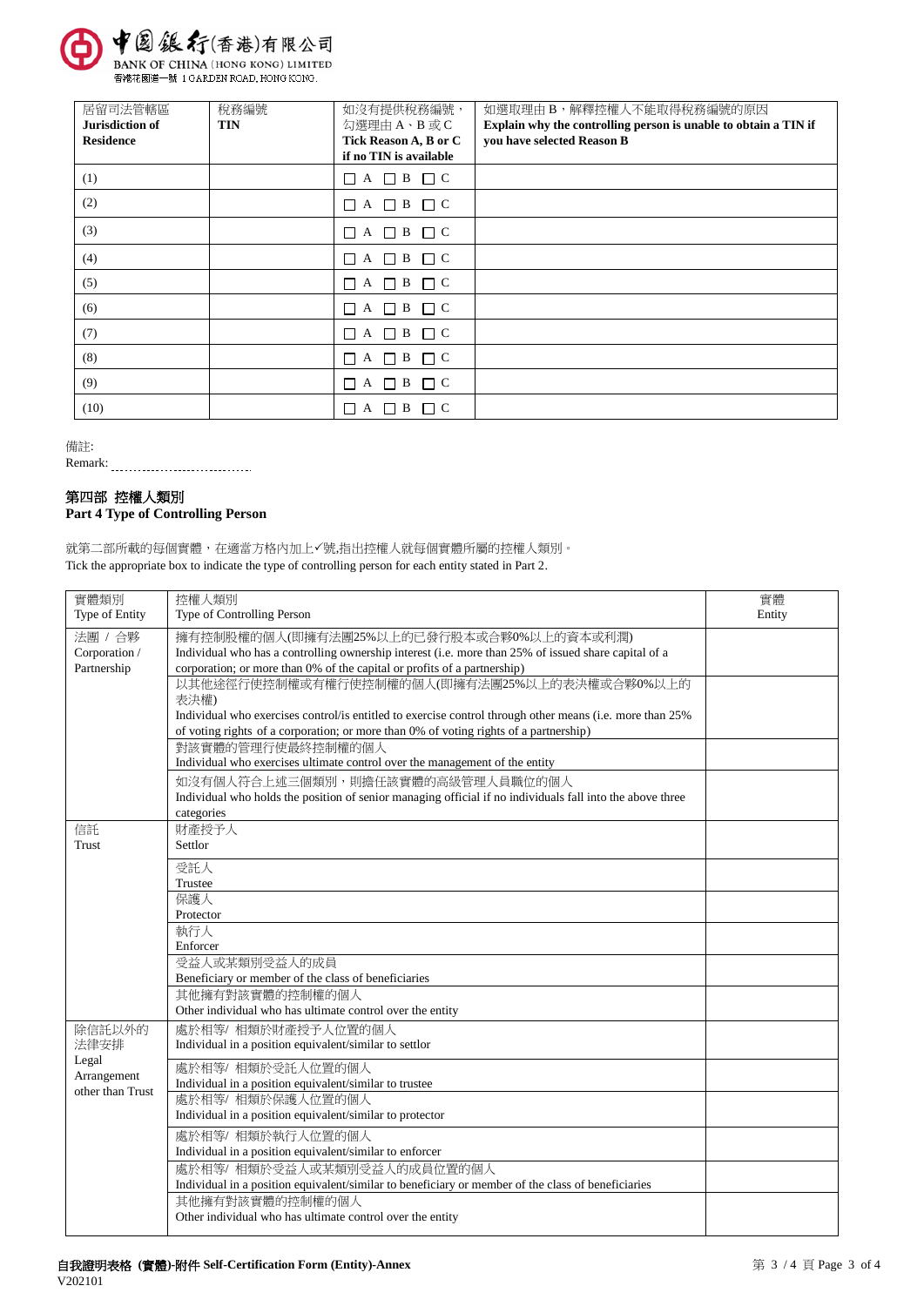| 居留司法管轄區<br>**Jurisdiction of Residence** | 稅務編號<br>**TIN** | 如沒有提供稅務編號，勾選理由 A、B 或 C<br>**Tick Reason A, B or C if no TIN is available** | 如選取理由 B，解釋控權人不能取得稅務編號的原因<br>**Explain why the controlling person is unable to obtain a TIN if you have selected Reason B** |
|---|---|---|---|
| (1) | | ☐ A ☐ B ☐ C | |
| (2) | | ☐ A ☐ B ☐ C | |
| (3) | | ☐ A ☐ B ☐ C | |
| (4) | | ☐ A ☐ B ☐ C | |
| (5) | | ☐ A ☐ B ☐ C | |
| (6) | | ☐ A ☐ B ☐ C | |
| (7) | | ☐ A ☐ B ☐ C | |
| (8) | | ☐ A ☐ B ☐ C | |
| (9) | | ☐ A ☐ B ☐ C | |
| (10) | | ☐ A ☐ B ☐ C | |

備註:
Remark: ..............................

## 第四部 控權人類別
## Part 4 Type of Controlling Person

就第二部所載的每個實體，在適當方格內加上✓號,指出控權人就每個實體所屬的控權人類別。
Tick the appropriate box to indicate the type of controlling person for each entity stated in Part 2.

| 實體類別<br>Type of Entity | 控權人類別<br>Type of Controlling Person | 實體<br>Entity |
|---|---|---|
| 法團 / 合夥<br>Corporation / Partnership | 擁有控制股權的個人(即擁有法團25%以上的已發行股本或合夥0%以上的資本或利潤)<br>Individual who has a controlling ownership interest (i.e. more than 25% of issued share capital of a corporation; or more than 0% of the capital or profits of a partnership) | |
| | 以其他途徑行使控制權或有權行使控制權的個人(即擁有法團25%以上的表決權或合夥0%以上的表決權)<br>Individual who exercises control/is entitled to exercise control through other means (i.e. more than 25% of voting rights of a corporation; or more than 0% of voting rights of a partnership) | |
| | 對該實體的管理行使最終控制權的個人<br>Individual who exercises ultimate control over the management of the entity | |
| | 如沒有個人符合上述三個類別，則擔任該實體的高級管理人員職位的個人<br>Individual who holds the position of senior managing official if no individuals fall into the above three categories | |
| 信託<br>Trust | 財產授予人<br>Settlor | |
| | 受託人<br>Trustee | |
| | 保護人<br>Protector | |
| | 執行人<br>Enforcer | |
| | 受益人或某類別受益人的成員<br>Beneficiary or member of the class of beneficiaries | |
| | 其他擁有對該實體的控制權的個人<br>Other individual who has ultimate control over the entity | |
| 除信託以外的法律安排<br>Legal Arrangement other than Trust | 處於相等/ 相類於財產授予人位置的個人<br>Individual in a position equivalent/similar to settlor | |
| | 處於相等/ 相類於受託人位置的個人<br>Individual in a position equivalent/similar to trustee | |
| | 處於相等/ 相類於保護人位置的個人<br>Individual in a position equivalent/similar to protector | |
| | 處於相等/ 相類於執行人位置的個人<br>Individual in a position equivalent/similar to enforcer | |
| | 處於相等/ 相類於受益人或某類別受益人的成員位置的個人<br>Individual in a position equivalent/similar to beneficiary or member of the class of beneficiaries | |
| | 其他擁有對該實體的控制權的個人<br>Other individual who has ultimate control over the entity | |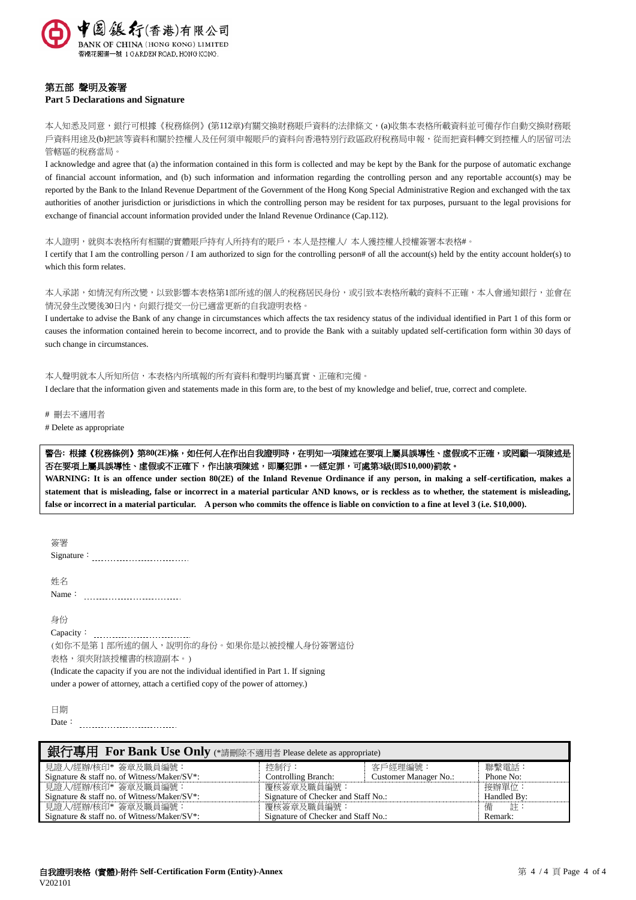中國銀行(香港)有限公司
BANK OF CHINA (HONG KONG) LIMITED
香港花園道一號 1 GARDEN ROAD, HONG KONG.

## 第五部 聲明及簽署
## Part 5 Declarations and Signature

本人知悉及同意，銀行可根據《稅務條例》(第112章)有關交換財務賬戶資料的法律條文，(a)收集本表格所載資料並可備存作自動交換財務賬戶資料用途及(b)把該等資料和關於控權人及任何須申報賬戶的資料向香港特別行政區政府稅務局申報，從而把資料轉交到控權人的居留司法管轄區的稅務當局。

I acknowledge and agree that (a) the information contained in this form is collected and may be kept by the Bank for the purpose of automatic exchange of financial account information, and (b) such information and information regarding the controlling person and any reportable account(s) may be reported by the Bank to the Inland Revenue Department of the Government of the Hong Kong Special Administrative Region and exchanged with the tax authorities of another jurisdiction or jurisdictions in which the controlling person may be resident for tax purposes, pursuant to the legal provisions for exchange of financial account information provided under the Inland Revenue Ordinance (Cap.112).

本人證明，就與本表格所有相關的實體賬戶持有人所持有的賬戶，本人是控權人/ 本人獲控權人授權簽署本表格#。

I certify that I am the controlling person / I am authorized to sign for the controlling person# of all the account(s) held by the entity account holder(s) to which this form relates.

本人承諾，如情況有所改變，以致影響本表格第1部所述的個人的稅務居民身份，或引致本表格所載的資料不正確，本人會通知銀行，並會在情況發生改變後30日內，向銀行提交一份已適當更新的自我證明表格。

I undertake to advise the Bank of any change in circumstances which affects the tax residency status of the individual identified in Part 1 of this form or causes the information contained herein to become incorrect, and to provide the Bank with a suitably updated self-certification form within 30 days of such change in circumstances.

本人聲明就本人所知所信，本表格內所填報的所有資料和聲明均屬真實、正確和完備。

I declare that the information given and statements made in this form are, to the best of my knowledge and belief, true, correct and complete.

# 刪去不適用者
# Delete as appropriate

**警告: 根據《稅務條例》第80(2E)條，如任何人在作出自我證明時，在明知一項陳述在要項上屬具誤導性、虛假或不正確，或罔顧一項陳述是否在要項上屬具誤導性、虛假或不正確下，作出該項陳述，即屬犯罪。一經定罪，可處第3級(即$10,000)罰款。**

**WARNING: It is an offence under section 80(2E) of the Inland Revenue Ordinance if any person, in making a self-certification, makes a statement that is misleading, false or incorrect in a material particular AND knows, or is reckless as to whether, the statement is misleading, false or incorrect in a material particular. A person who commits the offence is liable on conviction to a fine at level 3 (i.e. $10,000).**

簽署
Signature：………………………

姓名
Name：………………………

身份
Capacity：………………………
(如你不是第 1 部所述的個人，說明你的身份。如果你是以被授權人身份簽署這份表格，須夾附該授權書的核證副本。)
(Indicate the capacity if you are not the individual identified in Part 1. If signing under a power of attorney, attach a certified copy of the power of attorney.)

日期
Date：………………………

**銀行專用 For Bank Use Only** (*請刪除不適用者 Please delete as appropriate)

| | | | |
|---|---|---|---|
| 見證人/經辦/核印* 簽章及職員編號：<br>Signature & staff no. of Witness/Maker/SV*: | 控制行：<br>Controlling Branch: | 客戶經理編號：<br>Customer Manager No.: | 聯繫電話：<br>Phone No: |
| 見證人/經辦/核印* 簽章及職員編號：<br>Signature & staff no. of Witness/Maker/SV*: | 覆核簽章及職員編號：<br>Signature of Checker and Staff No.: | | 接辦單位：<br>Handled By: |
| 見證人/經辦/核印* 簽章及職員編號：<br>Signature & staff no. of Witness/Maker/SV*: | 覆核簽章及職員編號：<br>Signature of Checker and Staff No.: | | 備　註：<br>Remark: |

自我證明表格 (實體)-附件 Self-Certification Form (Entity)-Annex
V202101